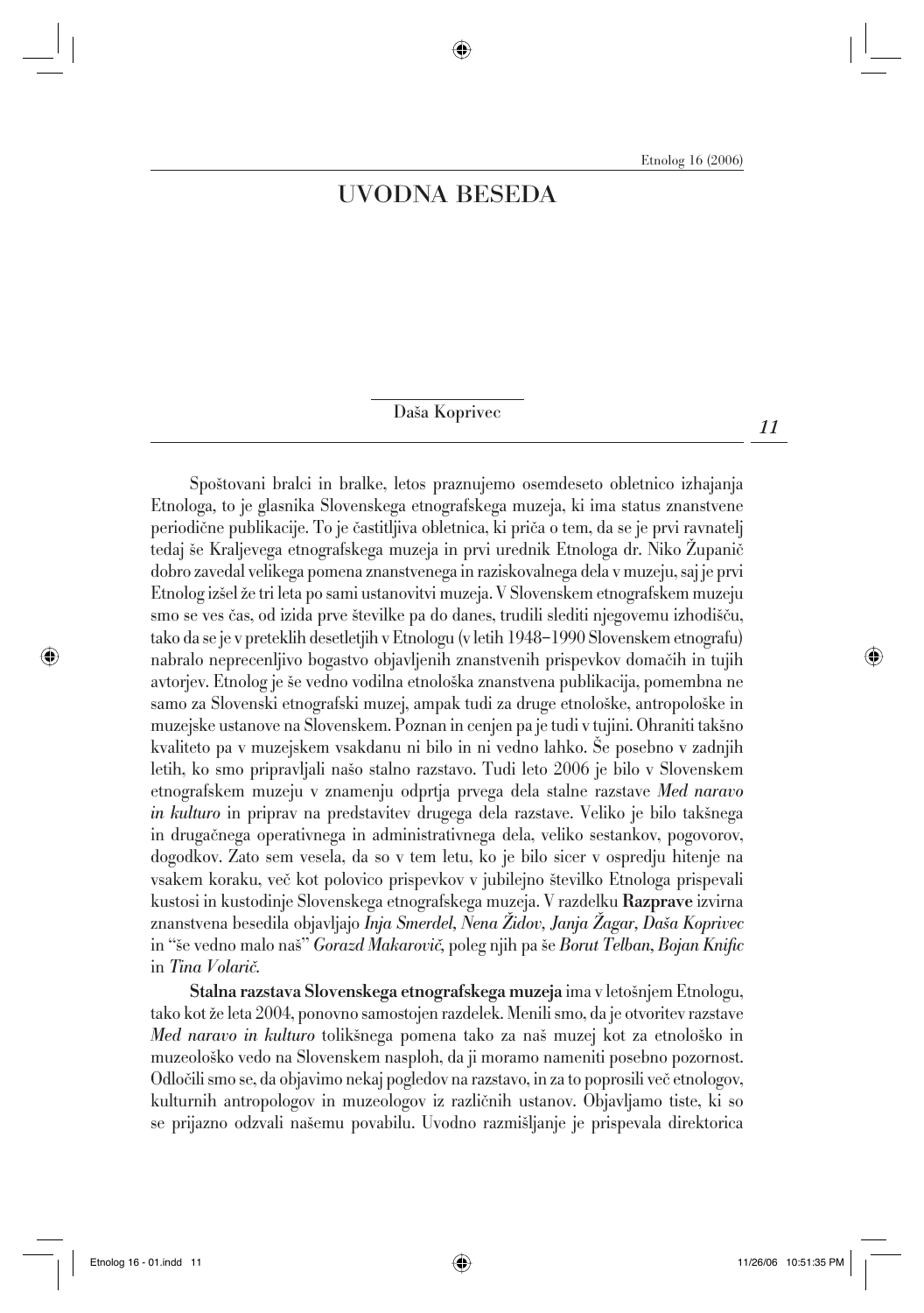# UVODNA BESEDA

Daša Koprivec

Spoštovani bralci in bralke, letos praznujemo osemdeseto obletnico izhajanja Etnologa, to je glasnika Slovenskega etnografskega muzeja, ki ima status znanstvene periodične publikacije. To je častitljiva obletnica, ki priča o tem, da se je prvi ravnatelj tedaj še Kraljevega etnografskega muzeja in prvi urednik Etnologa dr. Niko Županič dobro zavedal velikega pomena znanstvenega in raziskovalnega dela v muzeju, saj je prvi Etnolog izšel že tri leta po sami ustanovitvi muzeja. V Slovenskem etnografskem muzeju smo se ves čas, od izida prve številke pa do danes, trudili slediti njegovemu izhodišču, tako da se je v preteklih desetletjih v Etnologu (v letih 1948–1990 Slovenskem etnografu) nabralo neprecenljivo bogastvo objavljenih znanstvenih prispevkov domačih in tujih avtorjev. Etnolog je še vedno vodilna etnološka znanstvena publikacija, pomembna ne samo za Slovenski etnografski muzej, ampak tudi za druge etnološke, antropološke in muzejske ustanove na Slovenskem. Poznan in cenjen pa je tudi v tujini. Ohraniti takšno kvaliteto pa v muzejskem vsakdanu ni bilo in ni vedno lahko. Še posebno v zadnjih letih, ko smo pripravljali našo stalno razstavo. Tudi leto 2006 je bilo v Slovenskem etnografskem muzeju v znamenju odprtja prvega dela stalne razstave *Med naravo in kulturo* in priprav na predstavitev drugega dela razstave. Veliko je bilo takšnega in drugačnega operativnega in administrativnega dela, veliko sestankov, pogovorov, dogodkov. Zato sem vesela, da so v tem letu, ko je bilo sicer v ospredju hitenje na vsakem koraku, več kot polovico prispevkov v jubilejno številko Etnologa prispevali kustosi in kustodinje Slovenskega etnografskega muzeja. V razdelku **Razprave** izvirna znanstvena besedila objavljajo *Inja Smerdel*, *Nena Židov*, *Janja Žagar*, *Daša Koprivec* in "še vedno malo naš" *Gorazd Makarovič*, poleg njih pa še *Borut Telban*, *Bojan Knific* in *Tina Volarič*.

**Stalna razstava Slovenskega etnografskega muzeja** ima v letošnjem Etnologu, tako kot že leta 2004, ponovno samostojen razdelek. Menili smo, da je otvoritev razstave *Med naravo in kulturo* tolikšnega pomena tako za naš muzej kot za etnološko in muzeološko vedo na Slovenskem nasploh, da ji moramo nameniti posebno pozornost. Odločili smo se, da objavimo nekaj pogledov na razstavo, in za to poprosili več etnologov, kulturnih antropologov in muzeologov iz različnih ustanov. Objavljamo tiste, ki so se prijazno odzvali našemu povabilu. Uvodno razmišljanje je prispevala direktorica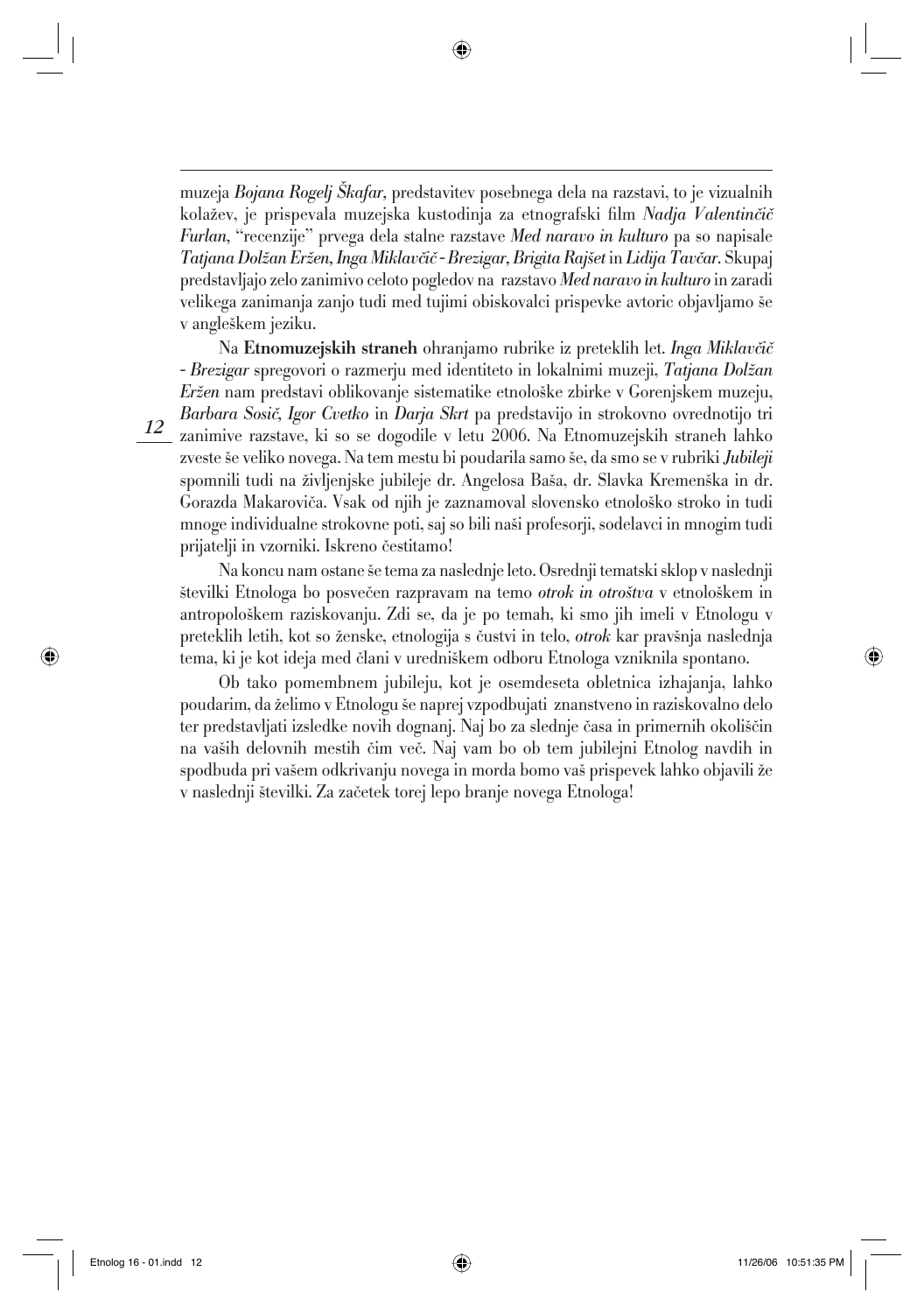muzeja *Bojana Rogelj Škafar*, predstavitev posebnega dela na razstavi, to je vizualnih kolažev, je prispevala muzejska kustodinja za etnografski film *Nadja Valentinčič Furlan*, "recenzije" prvega dela stalne razstave *Med naravo in kulturo* pa so napisale *Tatjana Dolžan Eržen, Inga Miklavčič - Brezigar, Brigita Rajšet* in *Lidija Tavčar*. Skupaj predstavljajo zelo zanimivo celoto pogledov na razstavo *Med naravo in kulturo* in zaradi velikega zanimanja zanjo tudi med tujimi obiskovalci prispevke avtoric objavljamo še v angleškem jeziku.

Na **Etnomuzejskih straneh** ohranjamo rubrike iz preteklih let. *Inga Miklavčič - Brezigar* spregovori o razmerju med identiteto in lokalnimi muzeji, *Tatjana Dolžan Eržen* nam predstavi oblikovanje sistematike etnološke zbirke v Gorenjskem muzeju, *Barbara Sosič, Igor Cvetko* in *Darja Skrt* pa predstavijo in strokovno ovrednotijo tri zanimive razstave, ki so se dogodile v letu 2006. Na Etnomuzejskih straneh lahko zveste še veliko novega. Na tem mestu bi poudarila samo še, da smo se v rubriki *Jubileji* spomnili tudi na življenjske jubileje dr. Angelosa Baša, dr. Slavka Kremenška in dr. Gorazda Makarovića. Vsak od njih je zaznamoval slovensko etnološko stroko in tudi mnoge individualne strokovne poti, saj so bili naši profesorji, sodelavci in mnogim tudi prijatelji in vzorniki. Iskreno čestitamo!

Na koncu nam ostane še tema za naslednje leto. Osrednji tematski sklop v naslednji številki Etnologa bo posvečen razpravam na temo *otrok in otroštva* v etnološkem in antropološkem raziskovanju. Zdi se, da je po temah, ki smo jih imeli v Etnologu v preteklih letih, kot so ženske, etnologija s čustvi in telo, *otrok* kar pravšnja naslednja tema, ki je kot ideja med člani v uredniškem odboru Etnologa vzniknila spontano.

Ob tako pomembnem jubileju, kot je osemdeseta obletnica izhajanja, lahko poudarim, da želimo v Etnologu še naprej vzpodbujati znanstveno in raziskovalno delo ter predstavljati izsledke novih dognanj. Naj bo za slednje časa in primernih okoliščin na vaših delovnih mestih čim več. Naj vam bo ob tem jubilejni Etnolog navdih in spodbuda pri vašem odkrivanju novega in morda bomo vaš prispevek lahko objavili že v naslednji številki. Za začetek torej lepo branje novega Etnologa!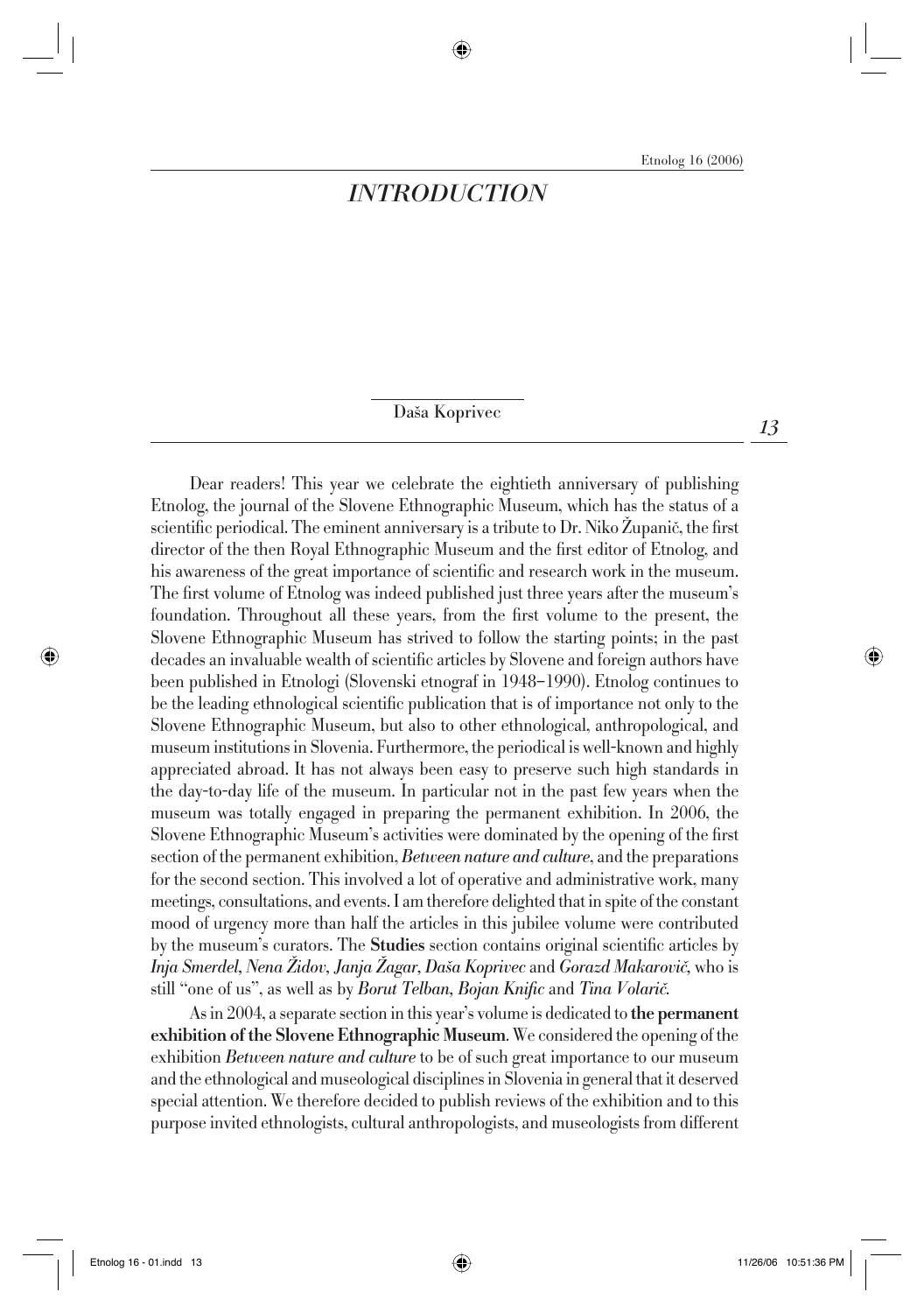# *INTRODUCTION*

Daša Koprivec

Dear readers! This year we celebrate the eightieth anniversary of publishing Etnolog, the journal of the Slovene Ethnographic Museum, which has the status of a scientific periodical. The eminent anniversary is a tribute to Dr. Niko Županič, the first director of the then Royal Ethnographic Museum and the first editor of Etnolog, and his awareness of the great importance of scientific and research work in the museum. The first volume of Etnolog was indeed published just three years after the museum's foundation. Throughout all these years, from the first volume to the present, the Slovene Ethnographic Museum has strived to follow the starting points; in the past decades an invaluable wealth of scientific articles by Slovene and foreign authors have been published in Etnologi (Slovenski etnograf in 1948–1990). Etnolog continues to be the leading ethnological scientific publication that is of importance not only to the Slovene Ethnographic Museum, but also to other ethnological, anthropological, and museum institutions in Slovenia. Furthermore, the periodical is well-known and highly appreciated abroad. It has not always been easy to preserve such high standards in the day-to-day life of the museum. In particular not in the past few years when the museum was totally engaged in preparing the permanent exhibition. In 2006, the Slovene Ethnographic Museum's activities were dominated by the opening of the first section of the permanent exhibition, *Between nature and culture*, and the preparations for the second section. This involved a lot of operative and administrative work, many meetings, consultations, and events. I am therefore delighted that in spite of the constant mood of urgency more than half the articles in this jubilee volume were contributed by the museum's curators. The **Studies** section contains original scientific articles by *Inja Smerdel*, *Nena Židov*, *Janja Žagar*, *Daša Koprivec* and *Gorazd Makarovič*, who is still "one of us", as well as by *Borut Telban*, *Bojan Knific* and *Tina Volarič*.

As in 2004, a separate section in this year's volume is dedicated to **the permanent exhibition of the Slovene Ethnographic Museum**. We considered the opening of the exhibition *Between nature and culture* to be of such great importance to our museum and the ethnological and museological disciplines in Slovenia in general that it deserved special attention. We therefore decided to publish reviews of the exhibition and to this purpose invited ethnologists, cultural anthropologists, and museologists from different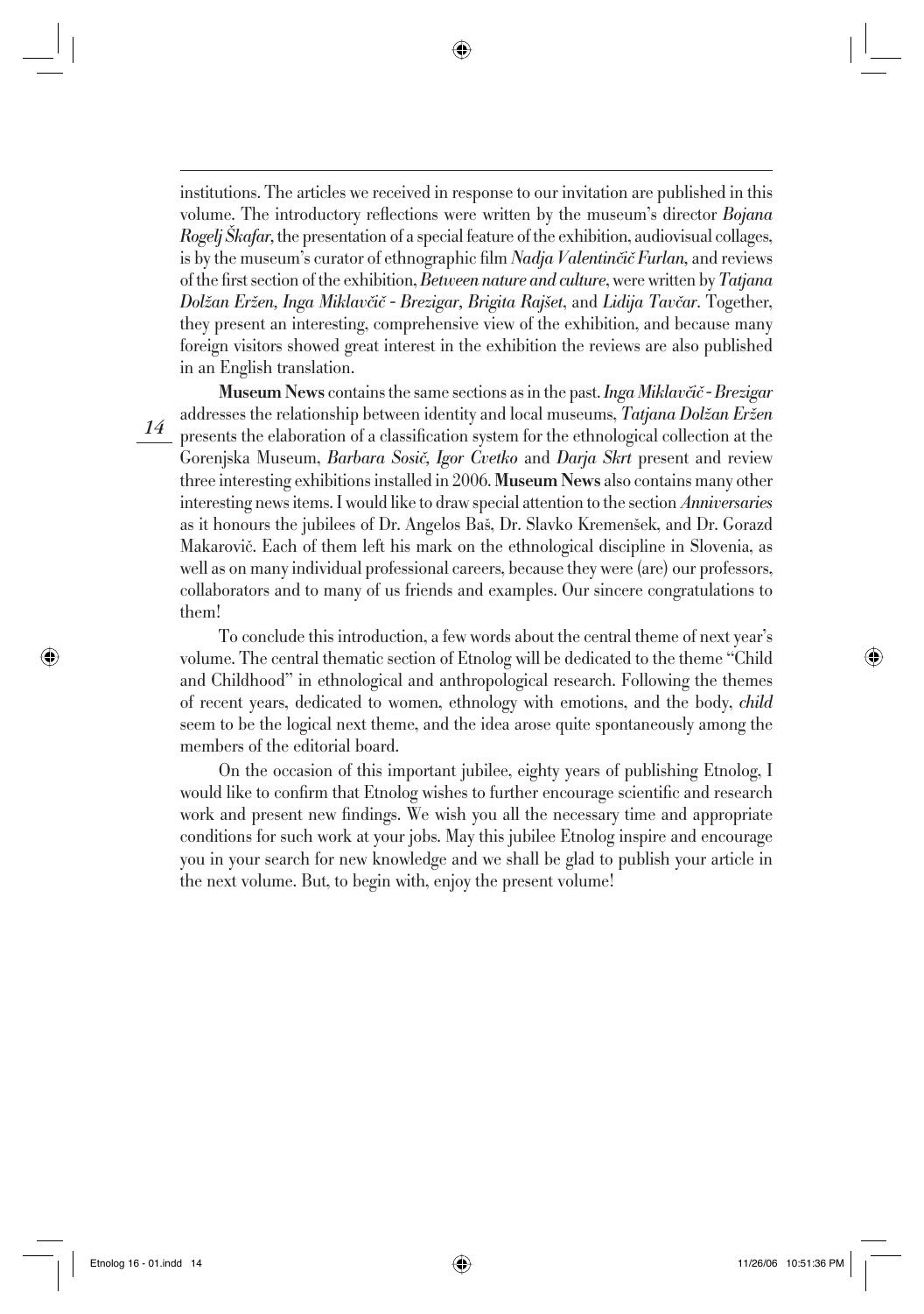institutions. The articles we received in response to our invitation are published in this volume. The introductory reflections were written by the museum's director *Bojana Rogelj Škafar*, the presentation of a special feature of the exhibition, audiovisual collages, is by the museum's curator of ethnographic film *Nadja Valentinčič Furlan*, and reviews of the first section of the exhibition, *Between nature and culture*, were written by *Tatjana Dolžan Eržen*, *Inga Miklavčič - Brezigar*, *Brigita Rajšet*, and *Lidija Tavčar*. Together, they present an interesting, comprehensive view of the exhibition, and because many foreign visitors showed great interest in the exhibition the reviews are also published in an English translation.

**Museum News** contains the same sections as in the past. *Inga Miklavčič - Brezigar* addresses the relationship between identity and local museums, *Tatjana Dolžan Eržen* presents the elaboration of a classification system for the ethnological collection at the Gorenjska Museum, *Barbara Sosič*, *Igor Cvetko* and *Darja Skrt* present and review three interesting exhibitions installed in 2006. **Museum News** also contains many other interesting news items. I would like to draw special attention to the section *Anniversaries* as it honours the jubilees of Dr. Angelos Baš, Dr. Slavko Kremenšek, and Dr. Gorazd Makarovič. Each of them left his mark on the ethnological discipline in Slovenia, as well as on many individual professional careers, because they were (are) our professors, collaborators and to many of us friends and examples. Our sincere congratulations to them!

To conclude this introduction, a few words about the central theme of next year's volume. The central thematic section of Etnolog will be dedicated to the theme "Child and Childhood" in ethnological and anthropological research. Following the themes of recent years, dedicated to women, ethnology with emotions, and the body, *child* seem to be the logical next theme, and the idea arose quite spontaneously among the members of the editorial board.

On the occasion of this important jubilee, eighty years of publishing Etnolog, I would like to confirm that Etnolog wishes to further encourage scientific and research work and present new findings. We wish you all the necessary time and appropriate conditions for such work at your jobs. May this jubilee Etnolog inspire and encourage you in your search for new knowledge and we shall be glad to publish your article in the next volume. But, to begin with, enjoy the present volume!